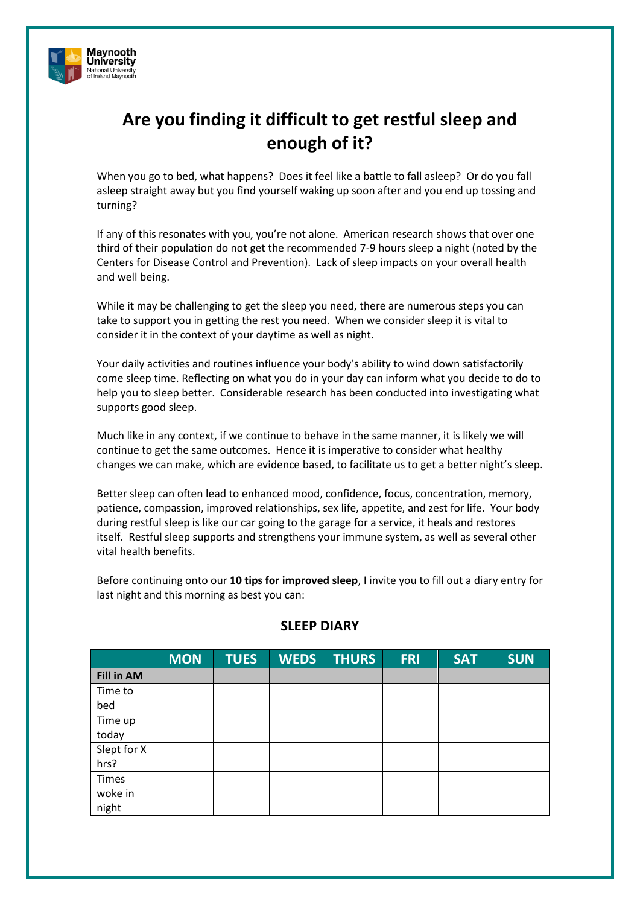Maynooth University
National University of Ireland Maynooth

# Are you finding it difficult to get restful sleep and enough of it?

When you go to bed, what happens? Does it feel like a battle to fall asleep? Or do you fall asleep straight away but you find yourself waking up soon after and you end up tossing and turning?

If any of this resonates with you, you're not alone. American research shows that over one third of their population do not get the recommended 7-9 hours sleep a night (noted by the Centers for Disease Control and Prevention). Lack of sleep impacts on your overall health and well being.

While it may be challenging to get the sleep you need, there are numerous steps you can take to support you in getting the rest you need. When we consider sleep it is vital to consider it in the context of your daytime as well as night.

Your daily activities and routines influence your body's ability to wind down satisfactorily come sleep time. Reflecting on what you do in your day can inform what you decide to do to help you to sleep better. Considerable research has been conducted into investigating what supports good sleep.

Much like in any context, if we continue to behave in the same manner, it is likely we will continue to get the same outcomes. Hence it is imperative to consider what healthy changes we can make, which are evidence based, to facilitate us to get a better night's sleep.

Better sleep can often lead to enhanced mood, confidence, focus, concentration, memory, patience, compassion, improved relationships, sex life, appetite, and zest for life. Your body during restful sleep is like our car going to the garage for a service, it heals and restores itself. Restful sleep supports and strengthens your immune system, as well as several other vital health benefits.

Before continuing onto our **10 tips for improved sleep**, I invite you to fill out a diary entry for last night and this morning as best you can:

## SLEEP DIARY

| | MON | TUES | WEDS | THURS | FRI | SAT | SUN |
|---|---|---|---|---|---|---|---|
| **Fill in AM** | | | | | | | |
| Time to bed | | | | | | | |
| Time up today | | | | | | | |
| Slept for X hrs? | | | | | | | |
| Times woke in night | | | | | | | |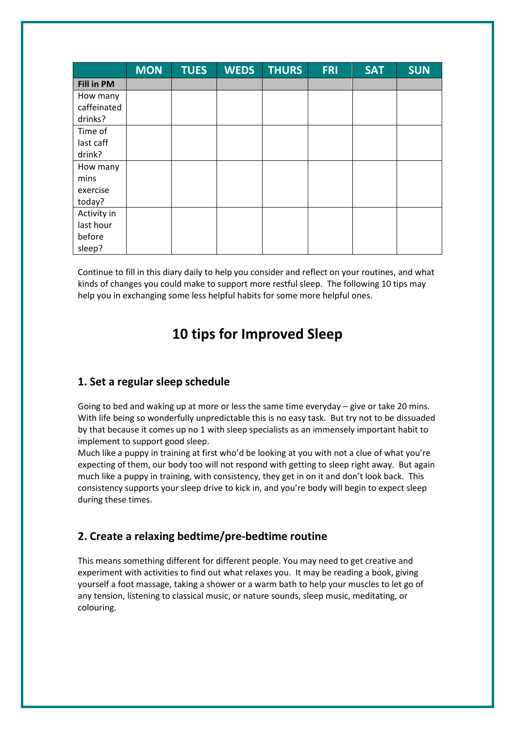| | MON | TUES | WEDS | THURS | FRI | SAT | SUN |
|---|---|---|---|---|---|---|---|
| **Fill in PM** | | | | | | | |
| How many caffeinated drinks? | | | | | | | |
| Time of last caff drink? | | | | | | | |
| How many mins exercise today? | | | | | | | |
| Activity in last hour before sleep? | | | | | | | |

Continue to fill in this diary daily to help you consider and reflect on your routines, and what kinds of changes you could make to support more restful sleep. The following 10 tips may help you in exchanging some less helpful habits for some more helpful ones.

# 10 tips for Improved Sleep

## 1. Set a regular sleep schedule

Going to bed and waking up at more or less the same time everyday – give or take 20 mins. With life being so wonderfully unpredictable this is no easy task. But try not to be dissuaded by that because it comes up no 1 with sleep specialists as an immensely important habit to implement to support good sleep.
Much like a puppy in training at first who'd be looking at you with not a clue of what you're expecting of them, our body too will not respond with getting to sleep right away. But again much like a puppy in training, with consistency, they get in on it and don't look back. This consistency supports your sleep drive to kick in, and you're body will begin to expect sleep during these times.

## 2. Create a relaxing bedtime/pre-bedtime routine

This means something different for different people. You may need to get creative and experiment with activities to find out what relaxes you. It may be reading a book, giving yourself a foot massage, taking a shower or a warm bath to help your muscles to let go of any tension, listening to classical music, or nature sounds, sleep music, meditating, or colouring.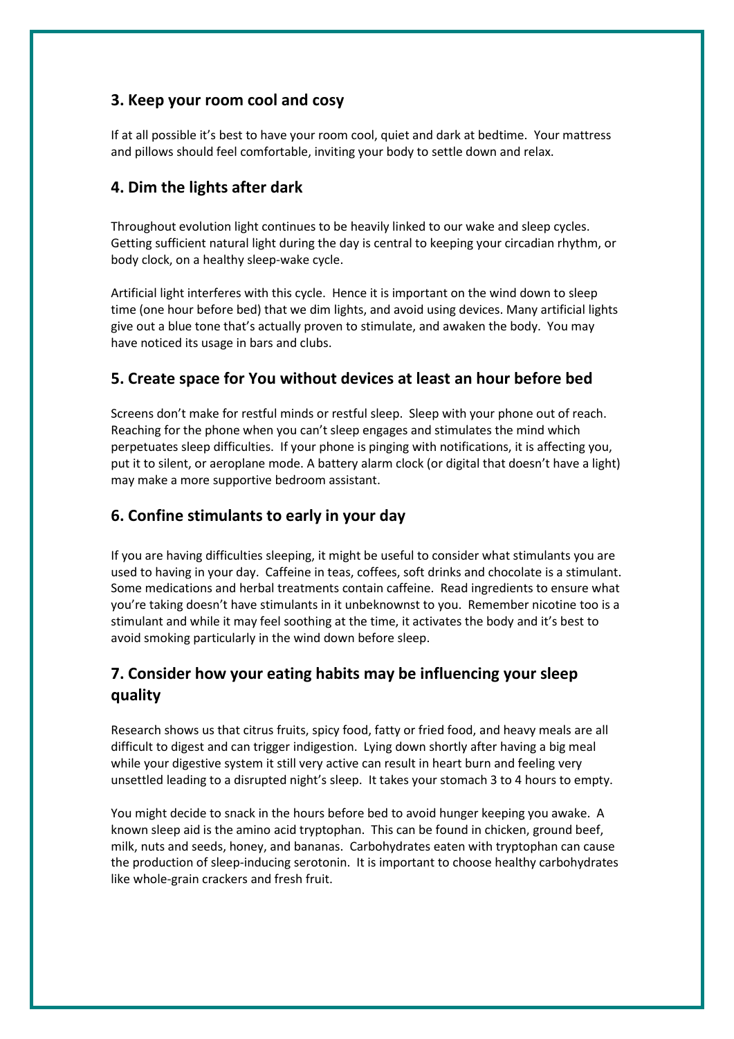### 3. Keep your room cool and cosy

If at all possible it's best to have your room cool, quiet and dark at bedtime. Your mattress and pillows should feel comfortable, inviting your body to settle down and relax.

### 4. Dim the lights after dark

Throughout evolution light continues to be heavily linked to our wake and sleep cycles. Getting sufficient natural light during the day is central to keeping your circadian rhythm, or body clock, on a healthy sleep-wake cycle.

Artificial light interferes with this cycle. Hence it is important on the wind down to sleep time (one hour before bed) that we dim lights, and avoid using devices. Many artificial lights give out a blue tone that's actually proven to stimulate, and awaken the body. You may have noticed its usage in bars and clubs.

### 5. Create space for You without devices at least an hour before bed

Screens don't make for restful minds or restful sleep. Sleep with your phone out of reach. Reaching for the phone when you can't sleep engages and stimulates the mind which perpetuates sleep difficulties. If your phone is pinging with notifications, it is affecting you, put it to silent, or aeroplane mode. A battery alarm clock (or digital that doesn't have a light) may make a more supportive bedroom assistant.

### 6. Confine stimulants to early in your day

If you are having difficulties sleeping, it might be useful to consider what stimulants you are used to having in your day. Caffeine in teas, coffees, soft drinks and chocolate is a stimulant. Some medications and herbal treatments contain caffeine. Read ingredients to ensure what you're taking doesn't have stimulants in it unbeknownst to you. Remember nicotine too is a stimulant and while it may feel soothing at the time, it activates the body and it's best to avoid smoking particularly in the wind down before sleep.

### 7. Consider how your eating habits may be influencing your sleep quality

Research shows us that citrus fruits, spicy food, fatty or fried food, and heavy meals are all difficult to digest and can trigger indigestion. Lying down shortly after having a big meal while your digestive system it still very active can result in heart burn and feeling very unsettled leading to a disrupted night's sleep. It takes your stomach 3 to 4 hours to empty.

You might decide to snack in the hours before bed to avoid hunger keeping you awake. A known sleep aid is the amino acid tryptophan. This can be found in chicken, ground beef, milk, nuts and seeds, honey, and bananas. Carbohydrates eaten with tryptophan can cause the production of sleep-inducing serotonin. It is important to choose healthy carbohydrates like whole-grain crackers and fresh fruit.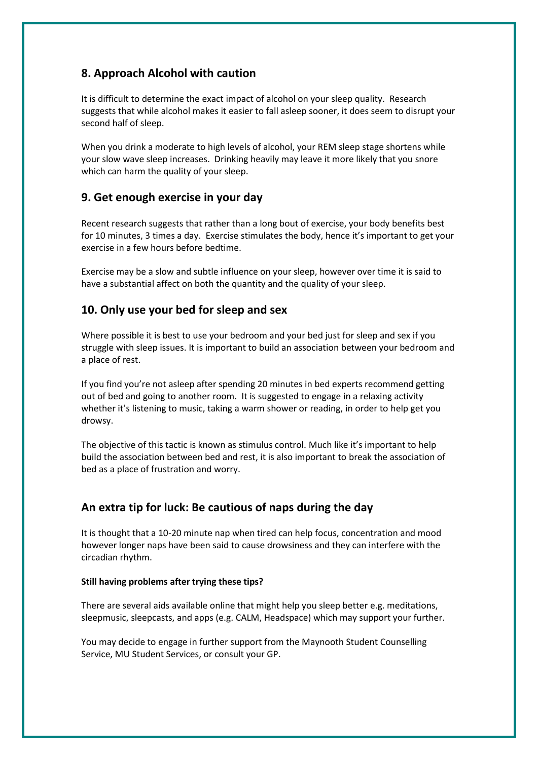## 8. Approach Alcohol with caution

It is difficult to determine the exact impact of alcohol on your sleep quality. Research suggests that while alcohol makes it easier to fall asleep sooner, it does seem to disrupt your second half of sleep.

When you drink a moderate to high levels of alcohol, your REM sleep stage shortens while your slow wave sleep increases. Drinking heavily may leave it more likely that you snore which can harm the quality of your sleep.

## 9. Get enough exercise in your day

Recent research suggests that rather than a long bout of exercise, your body benefits best for 10 minutes, 3 times a day. Exercise stimulates the body, hence it's important to get your exercise in a few hours before bedtime.

Exercise may be a slow and subtle influence on your sleep, however over time it is said to have a substantial affect on both the quantity and the quality of your sleep.

## 10. Only use your bed for sleep and sex

Where possible it is best to use your bedroom and your bed just for sleep and sex if you struggle with sleep issues. It is important to build an association between your bedroom and a place of rest.

If you find you're not asleep after spending 20 minutes in bed experts recommend getting out of bed and going to another room. It is suggested to engage in a relaxing activity whether it's listening to music, taking a warm shower or reading, in order to help get you drowsy.

The objective of this tactic is known as stimulus control. Much like it's important to help build the association between bed and rest, it is also important to break the association of bed as a place of frustration and worry.

## An extra tip for luck: Be cautious of naps during the day

It is thought that a 10-20 minute nap when tired can help focus, concentration and mood however longer naps have been said to cause drowsiness and they can interfere with the circadian rhythm.

**Still having problems after trying these tips?**

There are several aids available online that might help you sleep better e.g. meditations, sleepmusic, sleepcasts, and apps (e.g. CALM, Headspace) which may support your further.

You may decide to engage in further support from the Maynooth Student Counselling Service, MU Student Services, or consult your GP.